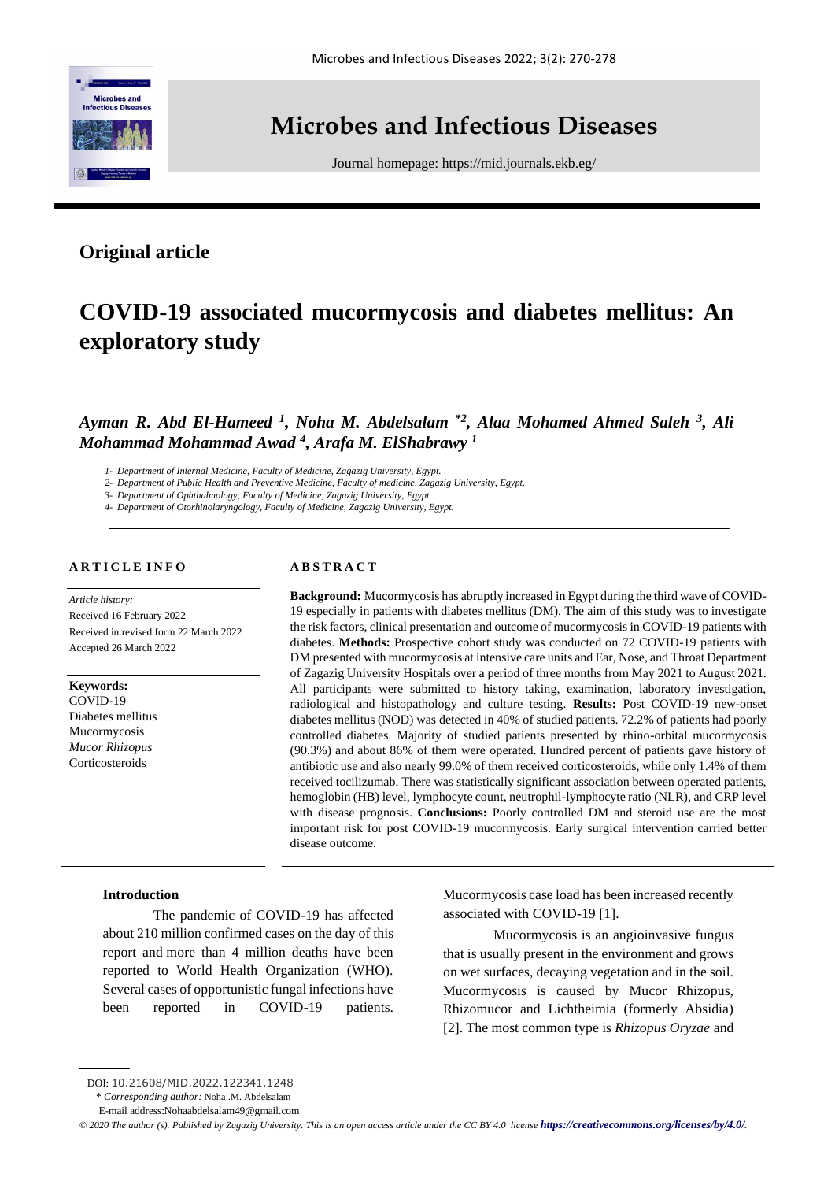# Microbes and Infectious Diseases

Journal homepage: https://mid.journals.ekb.eg/

## Original article

# COVID-19 associated mucormycosis and diabetes mellitus: An exploratory study

***Ayman R. Abd El-Hameed [1], Noha M. Abdelsalam [*2], Alaa Mohamed Ahmed Saleh [3], Ali Mohammad Mohammad Awad [4], Arafa M. ElShabrawy [1]***

*1- Department of Internal Medicine, Faculty of Medicine, Zagazig University, Egypt.*
*2- Department of Public Health and Preventive Medicine, Faculty of medicine, Zagazig University, Egypt.*
*3- Department of Ophthalmology, Faculty of Medicine, Zagazig University, Egypt.*
*4- Department of Otorhinolaryngology, Faculty of Medicine, Zagazig University, Egypt.*

### ARTICLE INFO

*Article history:*
Received 16 February 2022
Received in revised form 22 March 2022
Accepted 26 March 2022

**Keywords:**
COVID-19
Diabetes mellitus
Mucormycosis
*Mucor Rhizopus*
Corticosteroids

### ABSTRACT

**Background:** Mucormycosis has abruptly increased in Egypt during the third wave of COVID-19 especially in patients with diabetes mellitus (DM). The aim of this study was to investigate the risk factors, clinical presentation and outcome of mucormycosis in COVID-19 patients with diabetes. **Methods:** Prospective cohort study was conducted on 72 COVID-19 patients with DM presented with mucormycosis at intensive care units and Ear, Nose, and Throat Department of Zagazig University Hospitals over a period of three months from May 2021 to August 2021. All participants were submitted to history taking, examination, laboratory investigation, radiological and histopathology and culture testing. **Results:** Post COVID-19 new-onset diabetes mellitus (NOD) was detected in 40% of studied patients. 72.2% of patients had poorly controlled diabetes. Majority of studied patients presented by rhino-orbital mucormycosis (90.3%) and about 86% of them were operated. Hundred percent of patients gave history of antibiotic use and also nearly 99.0% of them received corticosteroids, while only 1.4% of them received tocilizumab. There was statistically significant association between operated patients, hemoglobin (HB) level, lymphocyte count, neutrophil-lymphocyte ratio (NLR), and CRP level with disease prognosis. **Conclusions:** Poorly controlled DM and steroid use are the most important risk for post COVID-19 mucormycosis. Early surgical intervention carried better disease outcome.

### Introduction

The pandemic of COVID-19 has affected about 210 million confirmed cases on the day of this report and more than 4 million deaths have been reported to World Health Organization (WHO). Several cases of opportunistic fungal infections have been reported in COVID-19 patients. Mucormycosis case load has been increased recently associated with COVID-19 [1].

Mucormycosis is an angioinvasive fungus that is usually present in the environment and grows on wet surfaces, decaying vegetation and in the soil. Mucormycosis is caused by Mucor Rhizopus, Rhizomucor and Lichtheimia (formerly Absidia) [2]. The most common type is *Rhizopus Oryzae* and

DOI: 10.21608/MID.2022.122341.1248
* *Corresponding author:* Noha .M. Abdelsalam
E-mail address:Nohaabdelsalam49@gmail.com

*© 2020 The author (s). Published by Zagazig University. This is an open access article under the CC BY 4.0 license* ***https://creativecommons.org/licenses/by/4.0/.***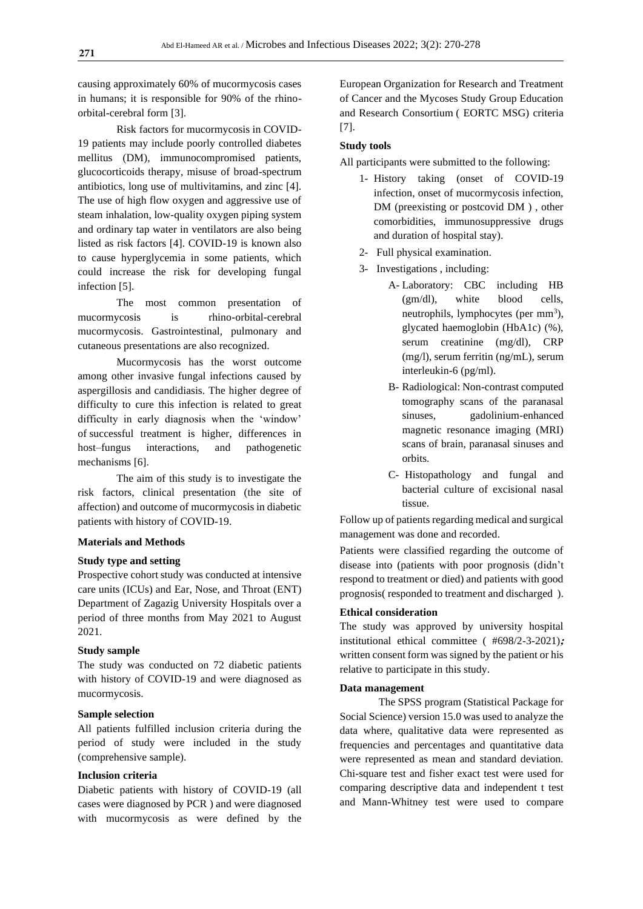causing approximately 60% of mucormycosis cases in humans; it is responsible for 90% of the rhino-orbital-cerebral form [3].

Risk factors for mucormycosis in COVID-19 patients may include poorly controlled diabetes mellitus (DM), immunocompromised patients, glucocorticoids therapy, misuse of broad-spectrum antibiotics, long use of multivitamins, and zinc [4]. The use of high flow oxygen and aggressive use of steam inhalation, low-quality oxygen piping system and ordinary tap water in ventilators are also being listed as risk factors [4]. COVID-19 is known also to cause hyperglycemia in some patients, which could increase the risk for developing fungal infection [5].

The most common presentation of mucormycosis is rhino-orbital-cerebral mucormycosis. Gastrointestinal, pulmonary and cutaneous presentations are also recognized.

Mucormycosis has the worst outcome among other invasive fungal infections caused by aspergillosis and candidiasis. The higher degree of difficulty to cure this infection is related to great difficulty in early diagnosis when the 'window' of successful treatment is higher, differences in host–fungus interactions, and pathogenetic mechanisms [6].

The aim of this study is to investigate the risk factors, clinical presentation (the site of affection) and outcome of mucormycosis in diabetic patients with history of COVID-19.

**Materials and Methods**

**Study type and setting**

Prospective cohort study was conducted at intensive care units (ICUs) and Ear, Nose, and Throat (ENT) Department of Zagazig University Hospitals over a period of three months from May 2021 to August 2021.

**Study sample**

The study was conducted on 72 diabetic patients with history of COVID-19 and were diagnosed as mucormycosis.

**Sample selection**

All patients fulfilled inclusion criteria during the period of study were included in the study (comprehensive sample).

**Inclusion criteria**

Diabetic patients with history of COVID-19 (all cases were diagnosed by PCR ) and were diagnosed with mucormycosis as were defined by the European Organization for Research and Treatment of Cancer and the Mycoses Study Group Education and Research Consortium ( EORTC MSG) criteria [7].

**Study tools**

All participants were submitted to the following:

1- History taking (onset of COVID-19 infection, onset of mucormycosis infection, DM (preexisting or postcovid DM ) , other comorbidities, immunosuppressive drugs and duration of hospital stay).

2- Full physical examination.

3- Investigations , including:

   A- Laboratory: CBC including HB (gm/dl), white blood cells, neutrophils, lymphocytes (per mm$^3$), glycated haemoglobin (HbA1c) (%), serum creatinine (mg/dl), CRP (mg/l), serum ferritin (ng/mL), serum interleukin-6 (pg/ml).

   B- Radiological: Non-contrast computed tomography scans of the paranasal sinuses, gadolinium-enhanced magnetic resonance imaging (MRI) scans of brain, paranasal sinuses and orbits.

   C- Histopathology and fungal and bacterial culture of excisional nasal tissue.

Follow up of patients regarding medical and surgical management was done and recorded.

Patients were classified regarding the outcome of disease into (patients with poor prognosis (didn't respond to treatment or died) and patients with good prognosis( responded to treatment and discharged ).

**Ethical consideration**

The study was approved by university hospital institutional ethical committee ( #698/2-3-2021); written consent form was signed by the patient or his relative to participate in this study.

**Data management**

The SPSS program (Statistical Package for Social Science) version 15.0 was used to analyze the data where, qualitative data were represented as frequencies and percentages and quantitative data were represented as mean and standard deviation. Chi-square test and fisher exact test were used for comparing descriptive data and independent t test and Mann-Whitney test were used to compare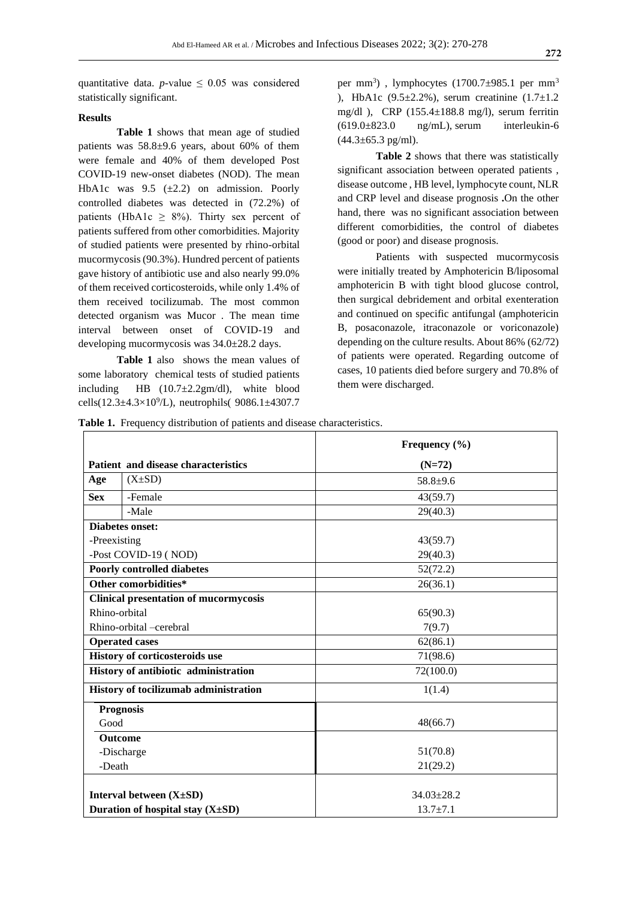quantitative data. *p*-value $\leq$ 0.05 was considered statistically significant.

**Results**

**Table 1** shows that mean age of studied patients was 58.8±9.6 years, about 60% of them were female and 40% of them developed Post COVID-19 new-onset diabetes (NOD). The mean HbA1c was 9.5 (±2.2) on admission. Poorly controlled diabetes was detected in (72.2%) of patients (HbA1c $\geq$ 8%). Thirty sex percent of patients suffered from other comorbidities. Majority of studied patients were presented by rhino-orbital mucormycosis (90.3%). Hundred percent of patients gave history of antibiotic use and also nearly 99.0% of them received corticosteroids, while only 1.4% of them received tocilizumab. The most common detected organism was Mucor . The mean time interval between onset of COVID-19 and developing mucormycosis was 34.0±28.2 days.

**Table 1** also shows the mean values of some laboratory chemical tests of studied patients including HB (10.7±2.2gm/dl), white blood cells(12.3±4.3×$10^9$/L), neutrophils( 9086.1±4307.7 per $mm^3$) , lymphocytes (1700.7±985.1 per $mm^3$ ), HbA1c (9.5±2.2%), serum creatinine (1.7±1.2 mg/dl ), CRP (155.4±188.8 mg/l), serum ferritin (619.0±823.0 ng/mL), serum interleukin-6 (44.3±65.3 pg/ml).

**Table 2** shows that there was statistically significant association between operated patients , disease outcome , HB level, lymphocyte count, NLR and CRP level and disease prognosis **.**On the other hand, there was no significant association between different comorbidities, the control of diabetes (good or poor) and disease prognosis.

Patients with suspected mucormycosis were initially treated by Amphotericin B/liposomal amphotericin B with tight blood glucose control, then surgical debridement and orbital exenteration and continued on specific antifungal (amphotericin B, posaconazole, itraconazole or voriconazole) depending on the culture results. About 86% (62/72) of patients were operated. Regarding outcome of cases, 10 patients died before surgery and 70.8% of them were discharged.

**Table 1.** Frequency distribution of patients and disease characteristics.

| Patient and disease characteristics | | Frequency (%) (N=72) |
|---|---|---|
| **Age** | (X±SD) | 58.8±9.6 |
| **Sex** | -Female | 43(59.7) |
| | -Male | 29(40.3) |
| **Diabetes onset:** | | |
| -Preexisting | | 43(59.7) |
| -Post COVID-19 ( NOD) | | 29(40.3) |
| **Poorly controlled diabetes** | | 52(72.2) |
| **Other comorbidities*** | | 26(36.1) |
| **Clinical presentation of mucormycosis** | | |
| Rhino-orbital | | 65(90.3) |
| Rhino-orbital –cerebral | | 7(9.7) |
| **Operated cases** | | 62(86.1) |
| **History of corticosteroids use** | | 71(98.6) |
| **History of antibiotic administration** | | 72(100.0) |
| **History of tocilizumab administration** | | 1(1.4) |
| **Prognosis** | | |
| Good | | 48(66.7) |
| **Outcome** | | |
| -Discharge | | 51(70.8) |
| -Death | | 21(29.2) |
| **Interval between (X±SD)** | | 34.03±28.2 |
| **Duration of hospital stay (X±SD)** | | 13.7±7.1 |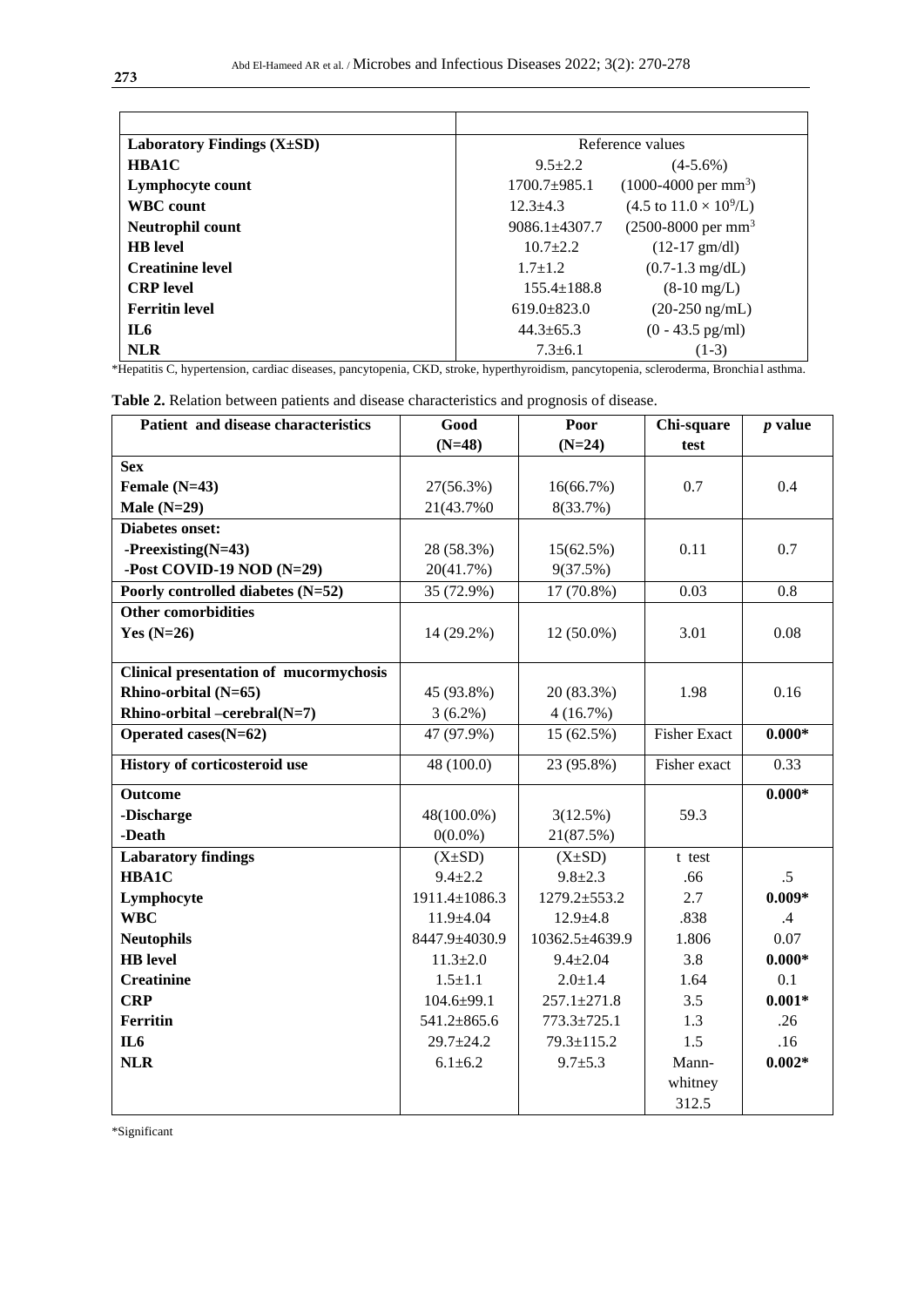| Laboratory Findings (X±SD) | Reference values | |
|---|---|---|
| **HBA1C** | 9.5±2.2 | (4-5.6%) |
| **Lymphocyte count** | 1700.7±985.1 | (1000-4000 per $mm^3$) |
| **WBC count** | 12.3±4.3 | (4.5 to 11.0 × $10^9$/L) |
| **Neutrophil count** | 9086.1±4307.7 | (2500-8000 per $mm^3$ |
| **HB level** | 10.7±2.2 | (12-17 gm/dl) |
| **Creatinine level** | 1.7±1.2 | (0.7-1.3 mg/dL) |
| **CRP level** | 155.4±188.8 | (8-10 mg/L) |
| **Ferritin level** | 619.0±823.0 | (20-250 ng/mL) |
| **IL6** | 44.3±65.3 | (0 - 43.5 pg/ml) |
| **NLR** | 7.3±6.1 | (1-3) |

*Hepatitis C, hypertension, cardiac diseases, pancytopenia, CKD, stroke, hyperthyroidism, pancytopenia, scleroderma, Bronchial asthma.

**Table 2.** Relation between patients and disease characteristics and prognosis of disease.

| Patient and disease characteristics | Good (N=48) | Poor (N=24) | Chi-square test | *p* value |
|---|---|---|---|---|
| **Sex** | | | | |
| **Female (N=43)** | 27(56.3%) | 16(66.7%) | 0.7 | 0.4 |
| **Male (N=29)** | 21(43.7%0 | 8(33.7%) | | |
| **Diabetes onset:** | | | | |
| **-Preexisting(N=43)** | 28 (58.3%) | 15(62.5%) | 0.11 | 0.7 |
| **-Post COVID-19 NOD (N=29)** | 20(41.7%) | 9(37.5%) | | |
| **Poorly controlled diabetes (N=52)** | 35 (72.9%) | 17 (70.8%) | 0.03 | 0.8 |
| **Other comorbidities** | | | | |
| **Yes (N=26)** | 14 (29.2%) | 12 (50.0%) | 3.01 | 0.08 |
| **Clinical presentation of mucormychosis** | | | | |
| **Rhino-orbital (N=65)** | 45 (93.8%) | 20 (83.3%) | 1.98 | 0.16 |
| **Rhino-orbital –cerebral(N=7)** | 3 (6.2%) | 4 (16.7%) | | |
| **Operated cases(N=62)** | 47 (97.9%) | 15 (62.5%) | Fisher Exact | **0.000*** |
| **History of corticosteroid use** | 48 (100.0) | 23 (95.8%) | Fisher exact | 0.33 |
| **Outcome** | | | | **0.000*** |
| **-Discharge** | 48(100.0%) | 3(12.5%) | 59.3 | |
| **-Death** | 0(0.0%) | 21(87.5%) | | |
| **Labaratory findings** | (X±SD) | (X±SD) | t test | |
| **HBA1C** | 9.4±2.2 | 9.8±2.3 | .66 | .5 |
| **Lymphocyte** | 1911.4±1086.3 | 1279.2±553.2 | 2.7 | **0.009*** |
| **WBC** | 11.9±4.04 | 12.9±4.8 | .838 | .4 |
| **Neutophils** | 8447.9±4030.9 | 10362.5±4639.9 | 1.806 | 0.07 |
| **HB level** | 11.3±2.0 | 9.4±2.04 | 3.8 | **0.000*** |
| **Creatinine** | 1.5±1.1 | 2.0±1.4 | 1.64 | 0.1 |
| **CRP** | 104.6±99.1 | 257.1±271.8 | 3.5 | **0.001*** |
| **Ferritin** | 541.2±865.6 | 773.3±725.1 | 1.3 | .26 |
| **IL6** | 29.7±24.2 | 79.3±115.2 | 1.5 | .16 |
| **NLR** | 6.1±6.2 | 9.7±5.3 | Mann-whitney 312.5 | **0.002*** |

*Significant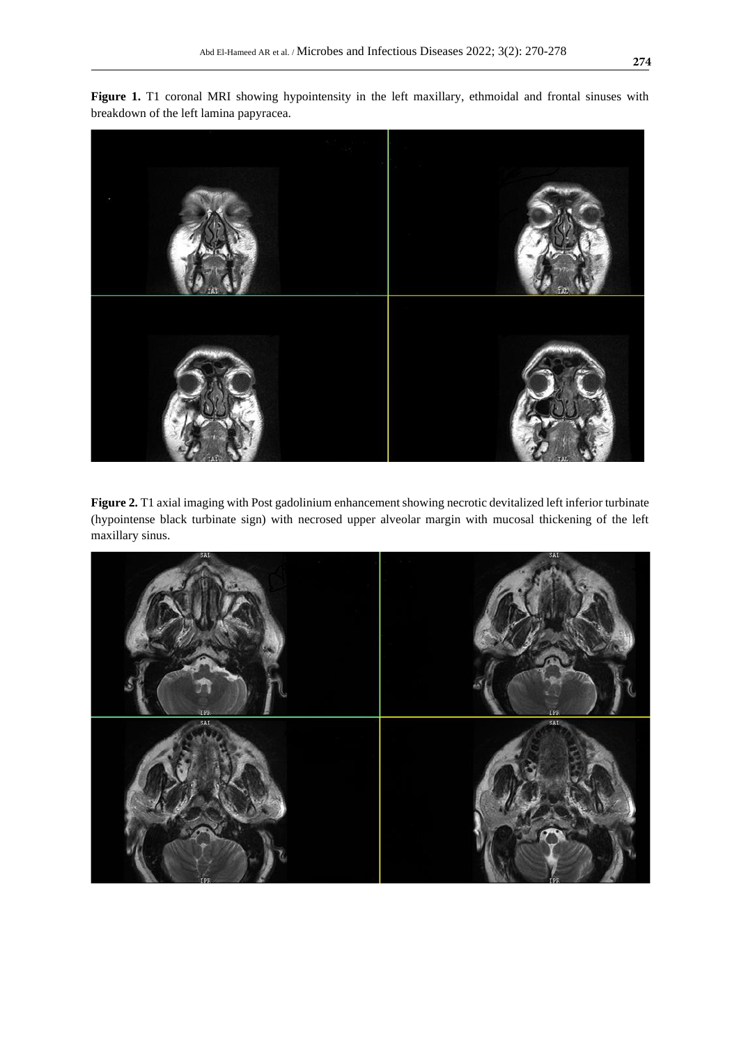**Figure 1.** T1 coronal MRI showing hypointensity in the left maxillary, ethmoidal and frontal sinuses with breakdown of the left lamina papyracea.

**Figure 2.** T1 axial imaging with Post gadolinium enhancement showing necrotic devitalized left inferior turbinate (hypointense black turbinate sign) with necrosed upper alveolar margin with mucosal thickening of the left maxillary sinus.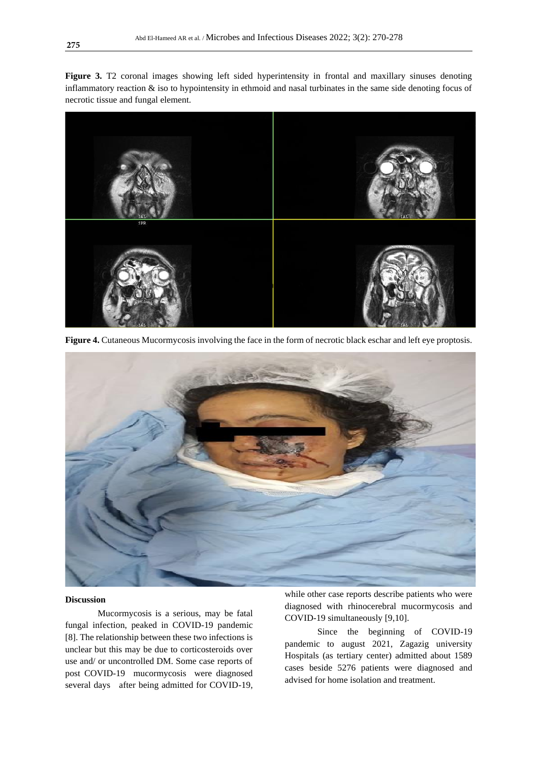**Figure 3.** T2 coronal images showing left sided hyperintensity in frontal and maxillary sinuses denoting inflammatory reaction & iso to hypointensity in ethmoid and nasal turbinates in the same side denoting focus of necrotic tissue and fungal element.

**Figure 4.** Cutaneous Mucormycosis involving the face in the form of necrotic black eschar and left eye proptosis.

**Discussion**

Mucormycosis is a serious, may be fatal fungal infection, peaked in COVID-19 pandemic [8]. The relationship between these two infections is unclear but this may be due to corticosteroids over use and/ or uncontrolled DM. Some case reports of post COVID-19 mucormycosis were diagnosed several days after being admitted for COVID-19, while other case reports describe patients who were diagnosed with rhinocerebral mucormycosis and COVID-19 simultaneously [9,10].

Since the beginning of COVID-19 pandemic to august 2021, Zagazig university Hospitals (as tertiary center) admitted about 1589 cases beside 5276 patients were diagnosed and advised for home isolation and treatment.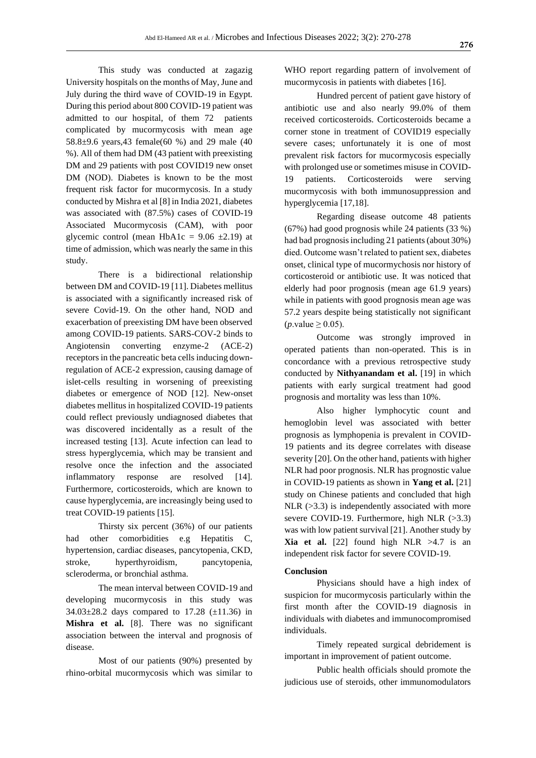This study was conducted at zagazig University hospitals on the months of May, June and July during the third wave of COVID-19 in Egypt. During this period about 800 COVID-19 patient was admitted to our hospital, of them 72 patients complicated by mucormycosis with mean age 58.8±9.6 years,43 female(60 %) and 29 male (40 %). All of them had DM (43 patient with preexisting DM and 29 patients with post COVID19 new onset DM (NOD). Diabetes is known to be the most frequent risk factor for mucormycosis. In a study conducted by Mishra et al [8] in India 2021, diabetes was associated with (87.5%) cases of COVID-19 Associated Mucormycosis (CAM), with poor glycemic control (mean HbA1c = 9.06 ±2.19) at time of admission, which was nearly the same in this study.

There is a bidirectional relationship between DM and COVID-19 [11]. Diabetes mellitus is associated with a significantly increased risk of severe Covid-19. On the other hand, NOD and exacerbation of preexisting DM have been observed among COVID-19 patients. SARS-COV-2 binds to Angiotensin converting enzyme-2 (ACE-2) receptors in the pancreatic beta cells inducing down-regulation of ACE-2 expression, causing damage of islet-cells resulting in worsening of preexisting diabetes or emergence of NOD [12]. New-onset diabetes mellitus in hospitalized COVID-19 patients could reflect previously undiagnosed diabetes that was discovered incidentally as a result of the increased testing [13]. Acute infection can lead to stress hyperglycemia, which may be transient and resolve once the infection and the associated inflammatory response are resolved [14]. Furthermore, corticosteroids, which are known to cause hyperglycemia, are increasingly being used to treat COVID-19 patients [15].

Thirsty six percent (36%) of our patients had other comorbidities e.g Hepatitis C, hypertension, cardiac diseases, pancytopenia, CKD, stroke, hyperthyroidism, pancytopenia, scleroderma, or bronchial asthma.

The mean interval between COVID-19 and developing mucormycosis in this study was 34.03±28.2 days compared to 17.28 (±11.36) in **Mishra et al.** [8]. There was no significant association between the interval and prognosis of disease.

Most of our patients (90%) presented by rhino-orbital mucormycosis which was similar to WHO report regarding pattern of involvement of mucormycosis in patients with diabetes [16].

Hundred percent of patient gave history of antibiotic use and also nearly 99.0% of them received corticosteroids. Corticosteroids became a corner stone in treatment of COVID19 especially severe cases; unfortunately it is one of most prevalent risk factors for mucormycosis especially with prolonged use or sometimes misuse in COVID-19 patients. Corticosteroids were serving mucormycosis with both immunosuppression and hyperglycemia [17,18].

Regarding disease outcome 48 patients (67%) had good prognosis while 24 patients (33 %) had bad prognosis including 21 patients (about 30%) died. Outcome wasn't related to patient sex, diabetes onset, clinical type of mucormychosis nor history of corticosteroid or antibiotic use. It was noticed that elderly had poor prognosis (mean age 61.9 years) while in patients with good prognosis mean age was 57.2 years despite being statistically not significant (*p*.value $\geq 0.05$).

Outcome was strongly improved in operated patients than non-operated. This is in concordance with a previous retrospective study conducted by **Nithyanandam et al.** [19] in which patients with early surgical treatment had good prognosis and mortality was less than 10%.

Also higher lymphocytic count and hemoglobin level was associated with better prognosis as lymphopenia is prevalent in COVID-19 patients and its degree correlates with disease severity [20]. On the other hand, patients with higher NLR had poor prognosis. NLR has prognostic value in COVID-19 patients as shown in **Yang et al.** [21] study on Chinese patients and concluded that high NLR (>3.3) is independently associated with more severe COVID-19. Furthermore, high NLR (>3.3) was with low patient survival [21]. Another study by **Xia et al.** [22] found high NLR >4.7 is an independent risk factor for severe COVID-19.

**Conclusion**

Physicians should have a high index of suspicion for mucormycosis particularly within the first month after the COVID-19 diagnosis in individuals with diabetes and immunocompromised individuals.

Timely repeated surgical debridement is important in improvement of patient outcome.

Public health officials should promote the judicious use of steroids, other immunomodulators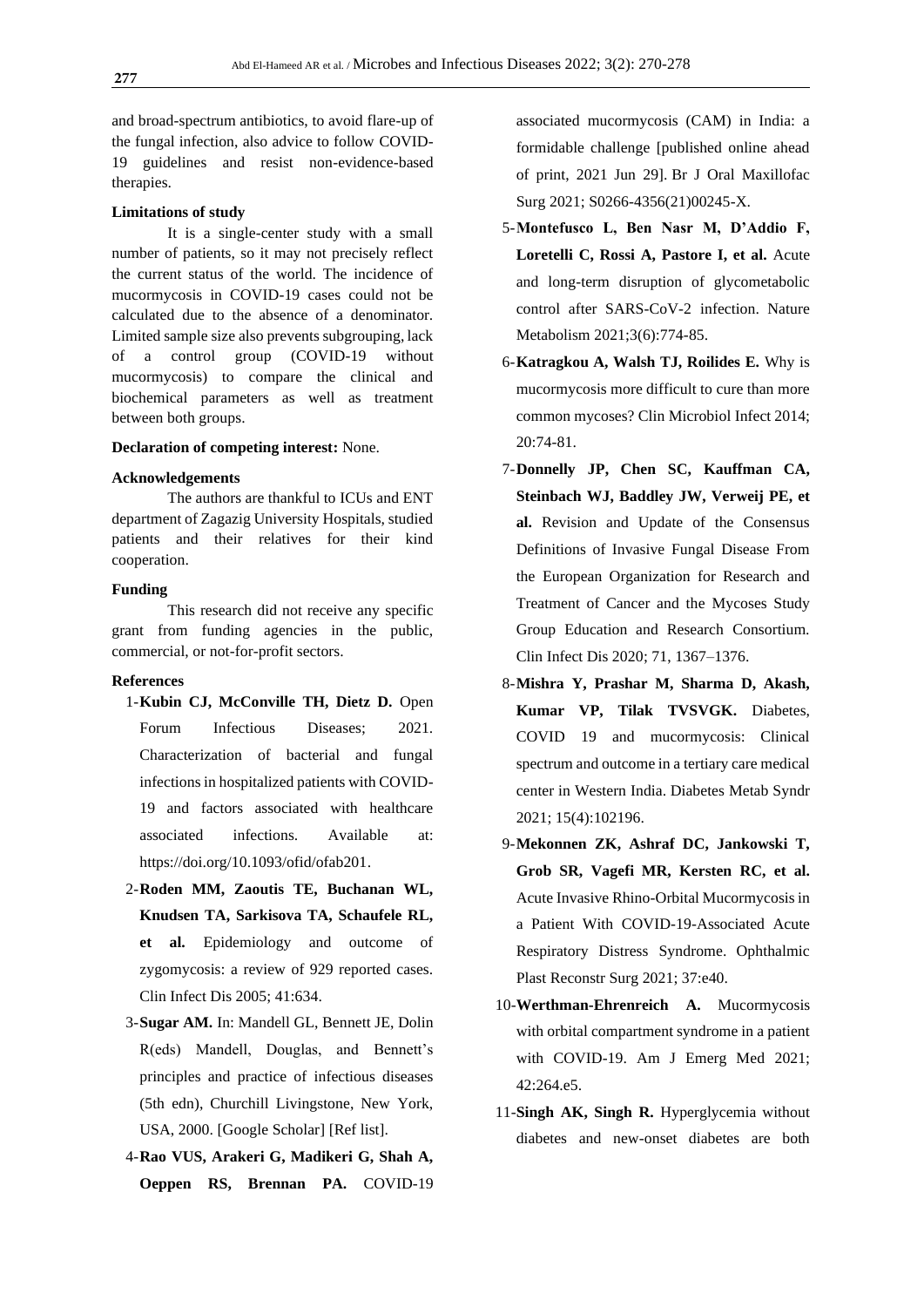and broad-spectrum antibiotics, to avoid flare-up of the fungal infection, also advice to follow COVID-19 guidelines and resist non-evidence-based therapies.

**Limitations of study**

It is a single-center study with a small number of patients, so it may not precisely reflect the current status of the world. The incidence of mucormycosis in COVID-19 cases could not be calculated due to the absence of a denominator. Limited sample size also prevents subgrouping, lack of a control group (COVID-19 without mucormycosis) to compare the clinical and biochemical parameters as well as treatment between both groups.

**Declaration of competing interest:** None.

**Acknowledgements**

The authors are thankful to ICUs and ENT department of Zagazig University Hospitals, studied patients and their relatives for their kind cooperation.

**Funding**

This research did not receive any specific grant from funding agencies in the public, commercial, or not-for-profit sectors.

**References**

1-**Kubin CJ, McConville TH, Dietz D.** Open Forum Infectious Diseases; 2021. Characterization of bacterial and fungal infections in hospitalized patients with COVID-19 and factors associated with healthcare associated infections. Available at: https://doi.org/10.1093/ofid/ofab201.

2-**Roden MM, Zaoutis TE, Buchanan WL, Knudsen TA, Sarkisova TA, Schaufele RL, et al.** Epidemiology and outcome of zygomycosis: a review of 929 reported cases. Clin Infect Dis 2005; 41:634.

3-**Sugar AM.** In: Mandell GL, Bennett JE, Dolin R(eds) Mandell, Douglas, and Bennett's principles and practice of infectious diseases (5th edn), Churchill Livingstone, New York, USA, 2000. [Google Scholar] [Ref list].

4-**Rao VUS, Arakeri G, Madikeri G, Shah A, Oeppen RS, Brennan PA.** COVID-19 associated mucormycosis (CAM) in India: a formidable challenge [published online ahead of print, 2021 Jun 29]. Br J Oral Maxillofac Surg 2021; S0266-4356(21)00245-X.

5-**Montefusco L, Ben Nasr M, D'Addio F, Loretelli C, Rossi A, Pastore I, et al.** Acute and long-term disruption of glycometabolic control after SARS-CoV-2 infection. Nature Metabolism 2021;3(6):774-85.

6-**Katragkou A, Walsh TJ, Roilides E.** Why is mucormycosis more difficult to cure than more common mycoses? Clin Microbiol Infect 2014; 20:74-81.

7-**Donnelly JP, Chen SC, Kauffman CA, Steinbach WJ, Baddley JW, Verweij PE, et al.** Revision and Update of the Consensus Definitions of Invasive Fungal Disease From the European Organization for Research and Treatment of Cancer and the Mycoses Study Group Education and Research Consortium. Clin Infect Dis 2020; 71, 1367–1376.

8-**Mishra Y, Prashar M, Sharma D, Akash, Kumar VP, Tilak TVSVGK.** Diabetes, COVID 19 and mucormycosis: Clinical spectrum and outcome in a tertiary care medical center in Western India. Diabetes Metab Syndr 2021; 15(4):102196.

9-**Mekonnen ZK, Ashraf DC, Jankowski T, Grob SR, Vagefi MR, Kersten RC, et al.** Acute Invasive Rhino-Orbital Mucormycosis in a Patient With COVID-19-Associated Acute Respiratory Distress Syndrome. Ophthalmic Plast Reconstr Surg 2021; 37:e40.

10-**Werthman-Ehrenreich A.** Mucormycosis with orbital compartment syndrome in a patient with COVID-19. Am J Emerg Med 2021; 42:264.e5.

11-**Singh AK, Singh R.** Hyperglycemia without diabetes and new-onset diabetes are both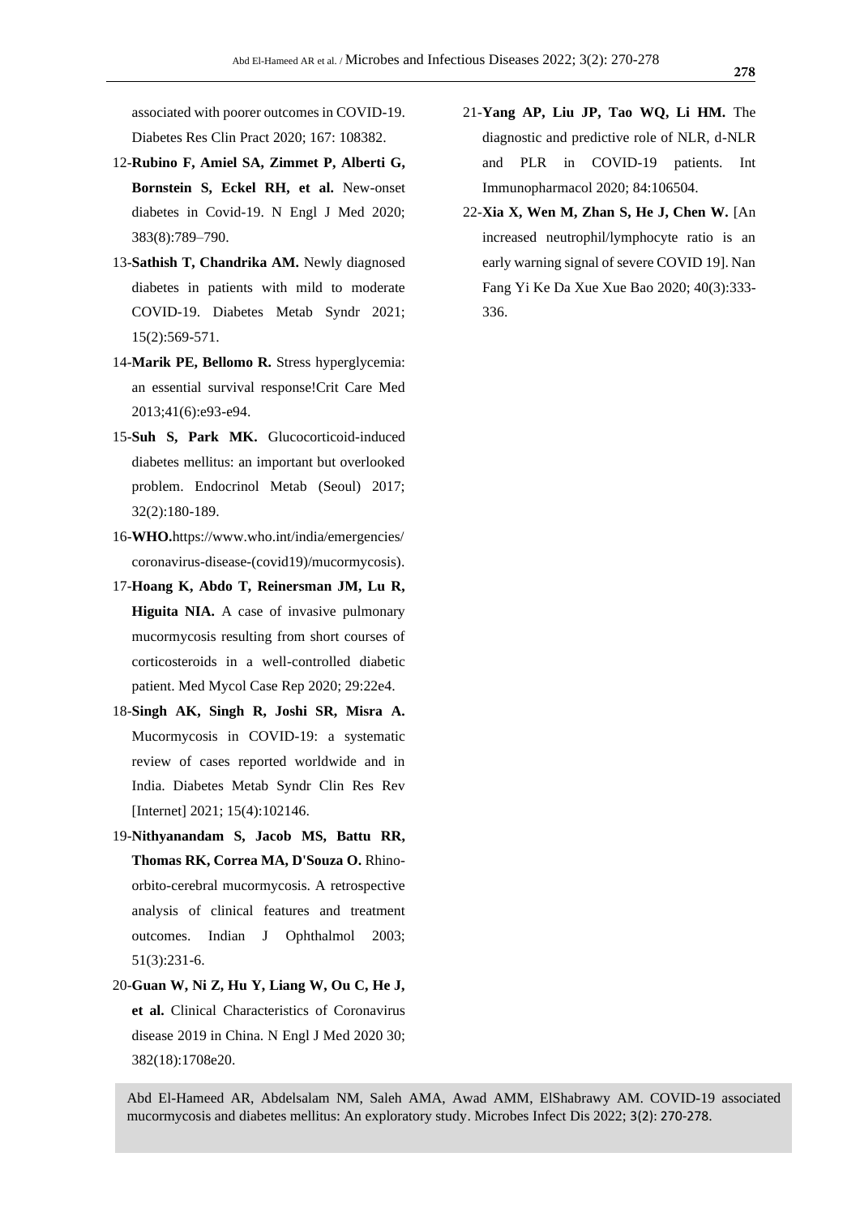associated with poorer outcomes in COVID-19. Diabetes Res Clin Pract 2020; 167: 108382.

12-**Rubino F, Amiel SA, Zimmet P, Alberti G, Bornstein S, Eckel RH, et al.** New-onset diabetes in Covid-19. N Engl J Med 2020; 383(8):789–790.

13-**Sathish T, Chandrika AM.** Newly diagnosed diabetes in patients with mild to moderate COVID-19. Diabetes Metab Syndr 2021; 15(2):569-571.

14-**Marik PE, Bellomo R.** Stress hyperglycemia: an essential survival response!Crit Care Med 2013;41(6):e93-e94.

15-**Suh S, Park MK.** Glucocorticoid-induced diabetes mellitus: an important but overlooked problem. Endocrinol Metab (Seoul) 2017; 32(2):180-189.

16-**WHO.**https://www.who.int/india/emergencies/coronavirus-disease-(covid19)/mucormycosis).

17-**Hoang K, Abdo T, Reinersman JM, Lu R, Higuita NIA.** A case of invasive pulmonary mucormycosis resulting from short courses of corticosteroids in a well-controlled diabetic patient. Med Mycol Case Rep 2020; 29:22e4.

18-**Singh AK, Singh R, Joshi SR, Misra A.** Mucormycosis in COVID-19: a systematic review of cases reported worldwide and in India. Diabetes Metab Syndr Clin Res Rev [Internet] 2021; 15(4):102146.

19-**Nithyanandam S, Jacob MS, Battu RR, Thomas RK, Correa MA, D'Souza O.** Rhino-orbito-cerebral mucormycosis. A retrospective analysis of clinical features and treatment outcomes. Indian J Ophthalmol 2003; 51(3):231-6.

20-**Guan W, Ni Z, Hu Y, Liang W, Ou C, He J, et al.** Clinical Characteristics of Coronavirus disease 2019 in China. N Engl J Med 2020 30; 382(18):1708e20.

21-**Yang AP, Liu JP, Tao WQ, Li HM.** The diagnostic and predictive role of NLR, d-NLR and PLR in COVID-19 patients. Int Immunopharmacol 2020; 84:106504.

22-**Xia X, Wen M, Zhan S, He J, Chen W.** [An increased neutrophil/lymphocyte ratio is an early warning signal of severe COVID 19]. Nan Fang Yi Ke Da Xue Xue Bao 2020; 40(3):333-336.

Abd El-Hameed AR, Abdelsalam NM, Saleh AMA, Awad AMM, ElShabrawy AM. COVID-19 associated mucormycosis and diabetes mellitus: An exploratory study. Microbes Infect Dis 2022; 3(2): 270-278.